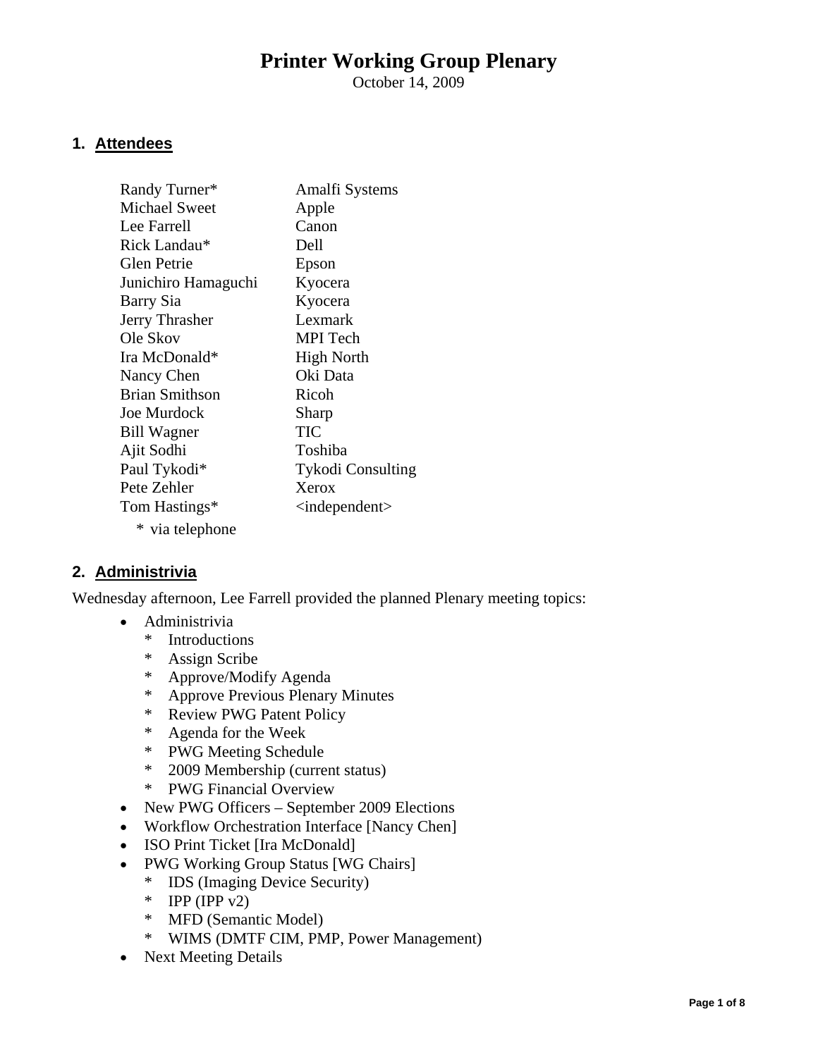# Printer Working Group Plenary

October 14, 2009

## 1. Attendees

| | |
|---|---|
| Randy Turner* | Amalfi Systems |
| Michael Sweet | Apple |
| Lee Farrell | Canon |
| Rick Landau* | Dell |
| Glen Petrie | Epson |
| Junichiro Hamaguchi | Kyocera |
| Barry Sia | Kyocera |
| Jerry Thrasher | Lexmark |
| Ole Skov | MPI Tech |
| Ira McDonald* | High North |
| Nancy Chen | Oki Data |
| Brian Smithson | Ricoh |
| Joe Murdock | Sharp |
| Bill Wagner | TIC |
| Ajit Sodhi | Toshiba |
| Paul Tykodi* | Tykodi Consulting |
| Pete Zehler | Xerox |
| Tom Hastings* | <independent> |

\* via telephone

## 2. Administrivia

Wednesday afternoon, Lee Farrell provided the planned Plenary meeting topics:

- Administrivia
  - Introductions
  - Assign Scribe
  - Approve/Modify Agenda
  - Approve Previous Plenary Minutes
  - Review PWG Patent Policy
  - Agenda for the Week
  - PWG Meeting Schedule
  - 2009 Membership (current status)
  - PWG Financial Overview
- New PWG Officers – September 2009 Elections
- Workflow Orchestration Interface [Nancy Chen]
- ISO Print Ticket [Ira McDonald]
- PWG Working Group Status [WG Chairs]
  - IDS (Imaging Device Security)
  - IPP (IPP v2)
  - MFD (Semantic Model)
  - WIMS (DMTF CIM, PMP, Power Management)
- Next Meeting Details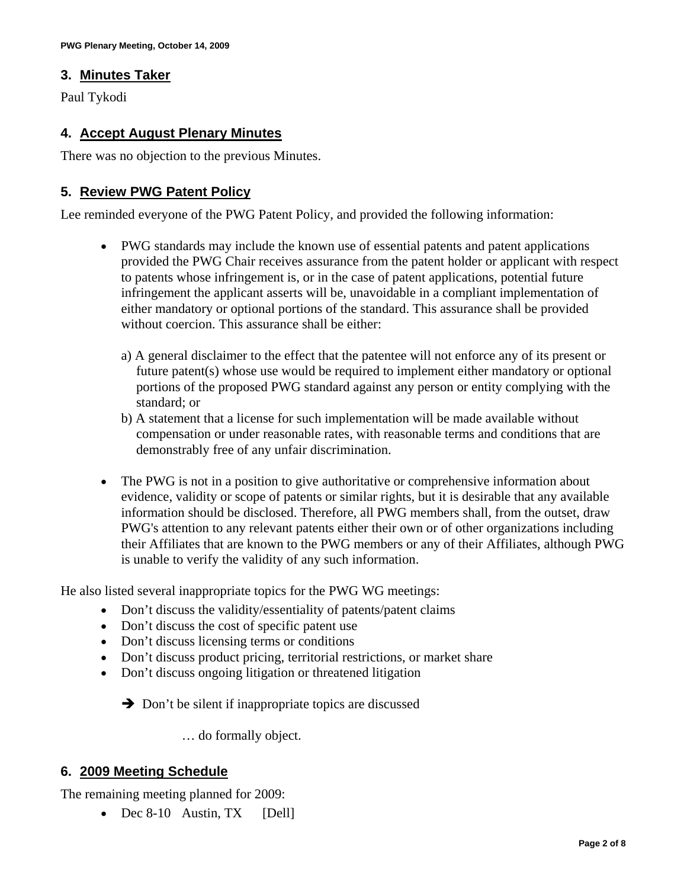## 3. Minutes Taker

Paul Tykodi

## 4. Accept August Plenary Minutes

There was no objection to the previous Minutes.

## 5. Review PWG Patent Policy

Lee reminded everyone of the PWG Patent Policy, and provided the following information:

- PWG standards may include the known use of essential patents and patent applications provided the PWG Chair receives assurance from the patent holder or applicant with respect to patents whose infringement is, or in the case of patent applications, potential future infringement the applicant asserts will be, unavoidable in a compliant implementation of either mandatory or optional portions of the standard. This assurance shall be provided without coercion. This assurance shall be either:

  a) A general disclaimer to the effect that the patentee will not enforce any of its present or future patent(s) whose use would be required to implement either mandatory or optional portions of the proposed PWG standard against any person or entity complying with the standard; or

  b) A statement that a license for such implementation will be made available without compensation or under reasonable rates, with reasonable terms and conditions that are demonstrably free of any unfair discrimination.

- The PWG is not in a position to give authoritative or comprehensive information about evidence, validity or scope of patents or similar rights, but it is desirable that any available information should be disclosed. Therefore, all PWG members shall, from the outset, draw PWG's attention to any relevant patents either their own or of other organizations including their Affiliates that are known to the PWG members or any of their Affiliates, although PWG is unable to verify the validity of any such information.

He also listed several inappropriate topics for the PWG WG meetings:

- Don't discuss the validity/essentiality of patents/patent claims
- Don't discuss the cost of specific patent use
- Don't discuss licensing terms or conditions
- Don't discuss product pricing, territorial restrictions, or market share
- Don't discuss ongoing litigation or threatened litigation

  ➔ Don't be silent if inappropriate topics are discussed

  … do formally object.

## 6. 2009 Meeting Schedule

The remaining meeting planned for 2009:

- Dec 8-10 Austin, TX [Dell]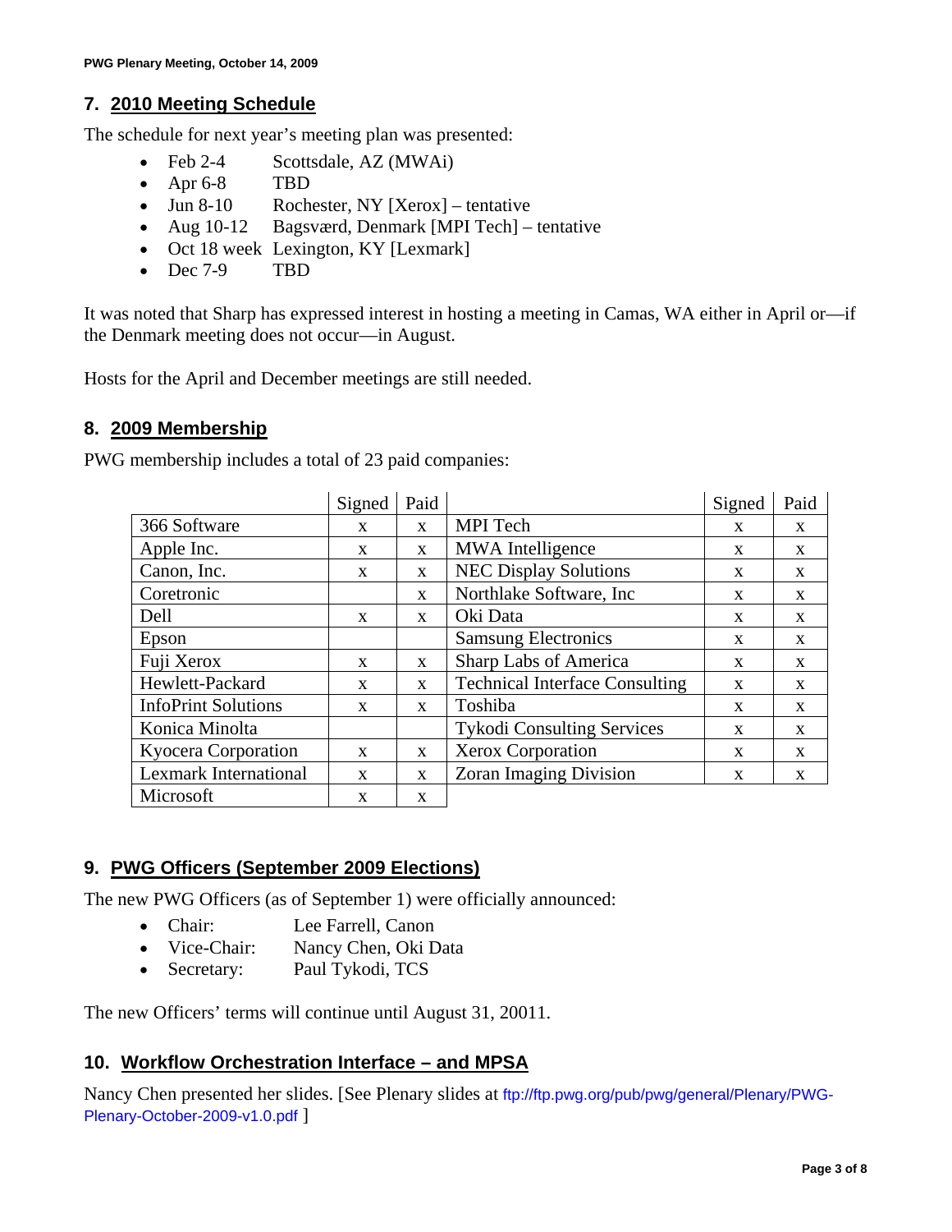## 7. 2010 Meeting Schedule

The schedule for next year's meeting plan was presented:

- Feb 2-4 Scottsdale, AZ (MWAi)
- Apr 6-8 TBD
- Jun 8-10 Rochester, NY [Xerox] – tentative
- Aug 10-12 Bagsværd, Denmark [MPI Tech] – tentative
- Oct 18 week Lexington, KY [Lexmark]
- Dec 7-9 TBD

It was noted that Sharp has expressed interest in hosting a meeting in Camas, WA either in April or—if the Denmark meeting does not occur—in August.

Hosts for the April and December meetings are still needed.

## 8. 2009 Membership

PWG membership includes a total of 23 paid companies:

| | Signed | Paid | | Signed | Paid |
|---|---|---|---|---|---|
| 366 Software | x | x | MPI Tech | x | x |
| Apple Inc. | x | x | MWA Intelligence | x | x |
| Canon, Inc. | x | x | NEC Display Solutions | x | x |
| Coretronic | | x | Northlake Software, Inc | x | x |
| Dell | x | x | Oki Data | x | x |
| Epson | | | Samsung Electronics | x | x |
| Fuji Xerox | x | x | Sharp Labs of America | x | x |
| Hewlett-Packard | x | x | Technical Interface Consulting | x | x |
| InfoPrint Solutions | x | x | Toshiba | x | x |
| Konica Minolta | | | Tykodi Consulting Services | x | x |
| Kyocera Corporation | x | x | Xerox Corporation | x | x |
| Lexmark International | x | x | Zoran Imaging Division | x | x |
| Microsoft | x | x | | | |

## 9. PWG Officers (September 2009 Elections)

The new PWG Officers (as of September 1) were officially announced:

- Chair: Lee Farrell, Canon
- Vice-Chair: Nancy Chen, Oki Data
- Secretary: Paul Tykodi, TCS

The new Officers' terms will continue until August 31, 20011.

## 10. Workflow Orchestration Interface – and MPSA

Nancy Chen presented her slides. [See Plenary slides at ftp://ftp.pwg.org/pub/pwg/general/Plenary/PWG-Plenary-October-2009-v1.0.pdf ]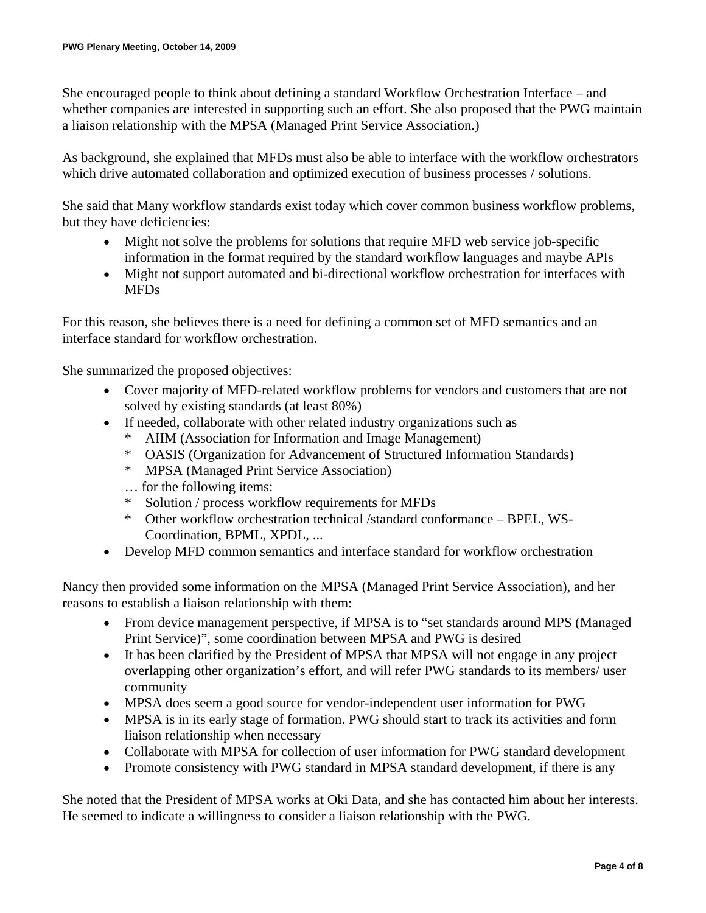She encouraged people to think about defining a standard Workflow Orchestration Interface – and whether companies are interested in supporting such an effort. She also proposed that the PWG maintain a liaison relationship with the MPSA (Managed Print Service Association.)

As background, she explained that MFDs must also be able to interface with the workflow orchestrators which drive automated collaboration and optimized execution of business processes / solutions.

She said that Many workflow standards exist today which cover common business workflow problems, but they have deficiencies:

- Might not solve the problems for solutions that require MFD web service job-specific information in the format required by the standard workflow languages and maybe APIs
- Might not support automated and bi-directional workflow orchestration for interfaces with MFDs

For this reason, she believes there is a need for defining a common set of MFD semantics and an interface standard for workflow orchestration.

She summarized the proposed objectives:

- Cover majority of MFD-related workflow problems for vendors and customers that are not solved by existing standards (at least 80%)
- If needed, collaborate with other related industry organizations such as
  - \* AIIM (Association for Information and Image Management)
  - \* OASIS (Organization for Advancement of Structured Information Standards)
  - \* MPSA (Managed Print Service Association)

  … for the following items:
  - \* Solution / process workflow requirements for MFDs
  - \* Other workflow orchestration technical /standard conformance – BPEL, WS-Coordination, BPML, XPDL, ...
- Develop MFD common semantics and interface standard for workflow orchestration

Nancy then provided some information on the MPSA (Managed Print Service Association), and her reasons to establish a liaison relationship with them:

- From device management perspective, if MPSA is to "set standards around MPS (Managed Print Service)", some coordination between MPSA and PWG is desired
- It has been clarified by the President of MPSA that MPSA will not engage in any project overlapping other organization's effort, and will refer PWG standards to its members/ user community
- MPSA does seem a good source for vendor-independent user information for PWG
- MPSA is in its early stage of formation. PWG should start to track its activities and form liaison relationship when necessary
- Collaborate with MPSA for collection of user information for PWG standard development
- Promote consistency with PWG standard in MPSA standard development, if there is any

She noted that the President of MPSA works at Oki Data, and she has contacted him about her interests. He seemed to indicate a willingness to consider a liaison relationship with the PWG.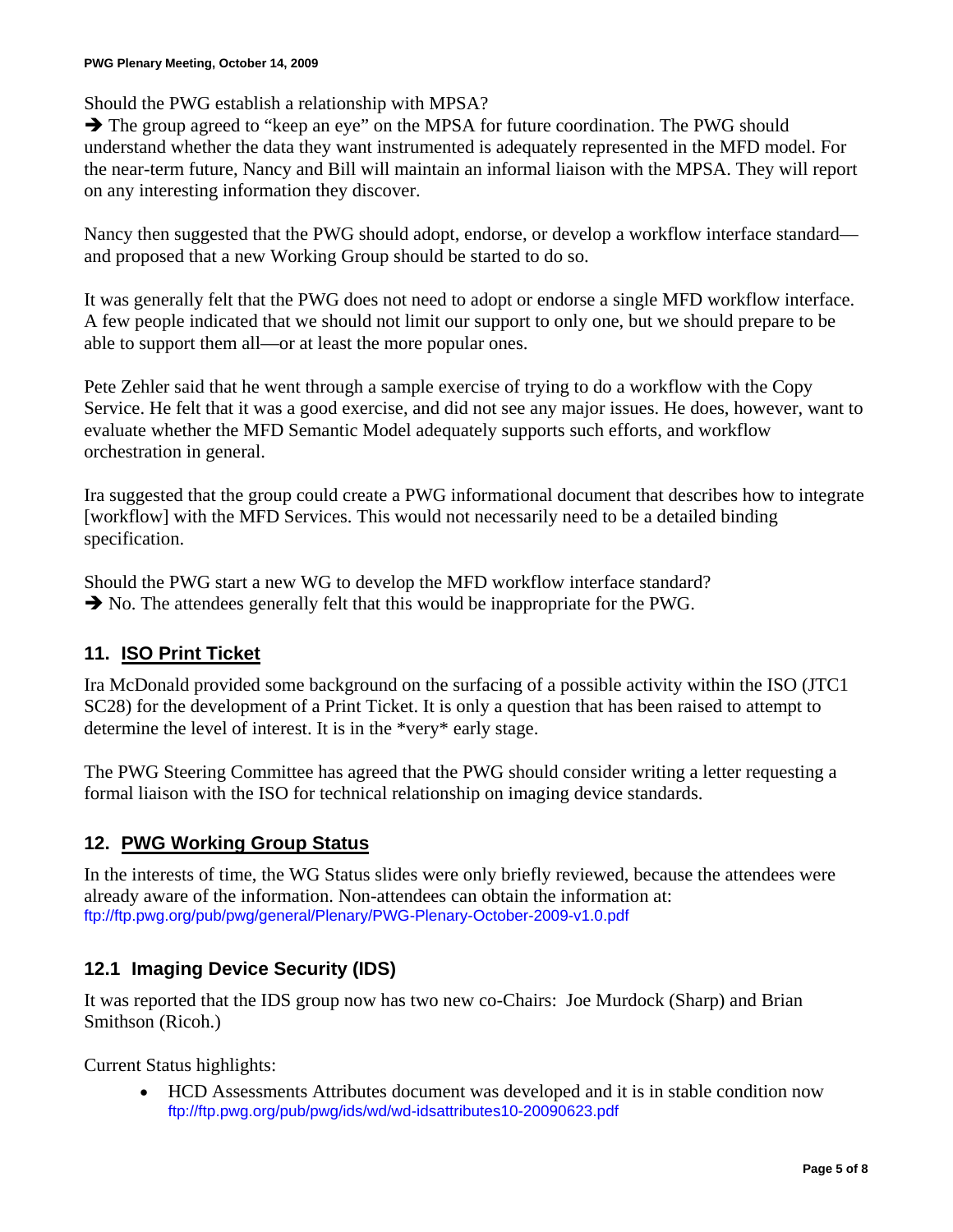Should the PWG establish a relationship with MPSA?

➔ The group agreed to “keep an eye” on the MPSA for future coordination. The PWG should understand whether the data they want instrumented is adequately represented in the MFD model. For the near-term future, Nancy and Bill will maintain an informal liaison with the MPSA. They will report on any interesting information they discover.

Nancy then suggested that the PWG should adopt, endorse, or develop a workflow interface standard—and proposed that a new Working Group should be started to do so.

It was generally felt that the PWG does not need to adopt or endorse a single MFD workflow interface. A few people indicated that we should not limit our support to only one, but we should prepare to be able to support them all—or at least the more popular ones.

Pete Zehler said that he went through a sample exercise of trying to do a workflow with the Copy Service. He felt that it was a good exercise, and did not see any major issues. He does, however, want to evaluate whether the MFD Semantic Model adequately supports such efforts, and workflow orchestration in general.

Ira suggested that the group could create a PWG informational document that describes how to integrate [workflow] with the MFD Services. This would not necessarily need to be a detailed binding specification.

Should the PWG start a new WG to develop the MFD workflow interface standard?

➔ No. The attendees generally felt that this would be inappropriate for the PWG.

## 11. ISO Print Ticket

Ira McDonald provided some background on the surfacing of a possible activity within the ISO (JTC1 SC28) for the development of a Print Ticket. It is only a question that has been raised to attempt to determine the level of interest. It is in the *very* early stage.

The PWG Steering Committee has agreed that the PWG should consider writing a letter requesting a formal liaison with the ISO for technical relationship on imaging device standards.

## 12. PWG Working Group Status

In the interests of time, the WG Status slides were only briefly reviewed, because the attendees were already aware of the information. Non-attendees can obtain the information at:
ftp://ftp.pwg.org/pub/pwg/general/Plenary/PWG-Plenary-October-2009-v1.0.pdf

### 12.1 Imaging Device Security (IDS)

It was reported that the IDS group now has two new co-Chairs: Joe Murdock (Sharp) and Brian Smithson (Ricoh.)

Current Status highlights:

- HCD Assessments Attributes document was developed and it is in stable condition now ftp://ftp.pwg.org/pub/pwg/ids/wd/wd-idsattributes10-20090623.pdf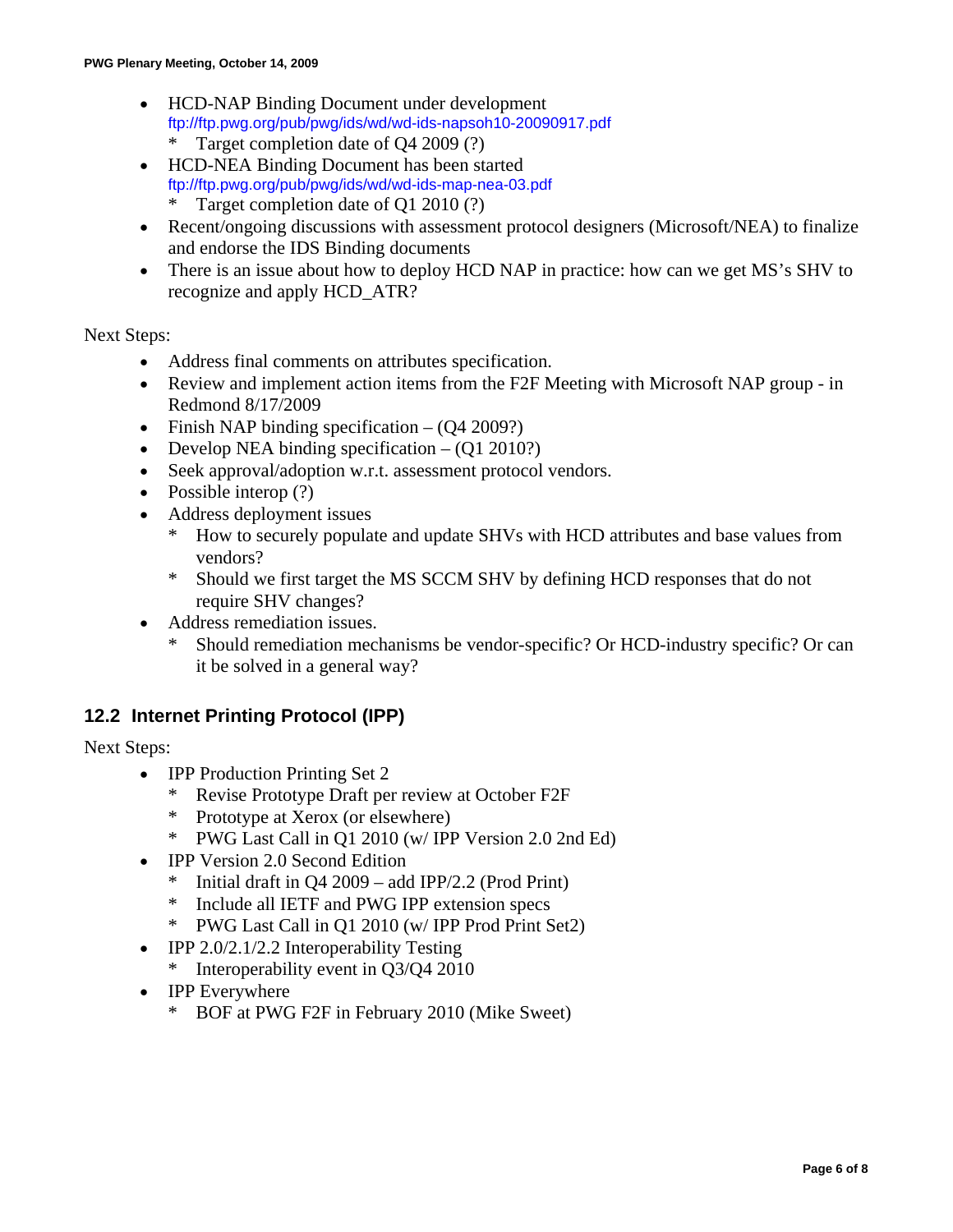- HCD-NAP Binding Document under development  
  ftp://ftp.pwg.org/pub/pwg/ids/wd/wd-ids-napsoh10-20090917.pdf
    * Target completion date of Q4 2009 (?)
- HCD-NEA Binding Document has been started  
  ftp://ftp.pwg.org/pub/pwg/ids/wd/wd-ids-map-nea-03.pdf
    * Target completion date of Q1 2010 (?)
- Recent/ongoing discussions with assessment protocol designers (Microsoft/NEA) to finalize and endorse the IDS Binding documents
- There is an issue about how to deploy HCD NAP in practice: how can we get MS's SHV to recognize and apply HCD_ATR?

Next Steps:

- Address final comments on attributes specification.
- Review and implement action items from the F2F Meeting with Microsoft NAP group - in Redmond 8/17/2009
- Finish NAP binding specification – (Q4 2009?)
- Develop NEA binding specification – (Q1 2010?)
- Seek approval/adoption w.r.t. assessment protocol vendors.
- Possible interop (?)
- Address deployment issues
    * How to securely populate and update SHVs with HCD attributes and base values from vendors?
    * Should we first target the MS SCCM SHV by defining HCD responses that do not require SHV changes?
- Address remediation issues.
    * Should remediation mechanisms be vendor-specific? Or HCD-industry specific? Or can it be solved in a general way?

## 12.2 Internet Printing Protocol (IPP)

Next Steps:

- IPP Production Printing Set 2
    * Revise Prototype Draft per review at October F2F
    * Prototype at Xerox (or elsewhere)
    * PWG Last Call in Q1 2010 (w/ IPP Version 2.0 2nd Ed)
- IPP Version 2.0 Second Edition
    * Initial draft in Q4 2009 – add IPP/2.2 (Prod Print)
    * Include all IETF and PWG IPP extension specs
    * PWG Last Call in Q1 2010 (w/ IPP Prod Print Set2)
- IPP 2.0/2.1/2.2 Interoperability Testing
    * Interoperability event in Q3/Q4 2010
- IPP Everywhere
    * BOF at PWG F2F in February 2010 (Mike Sweet)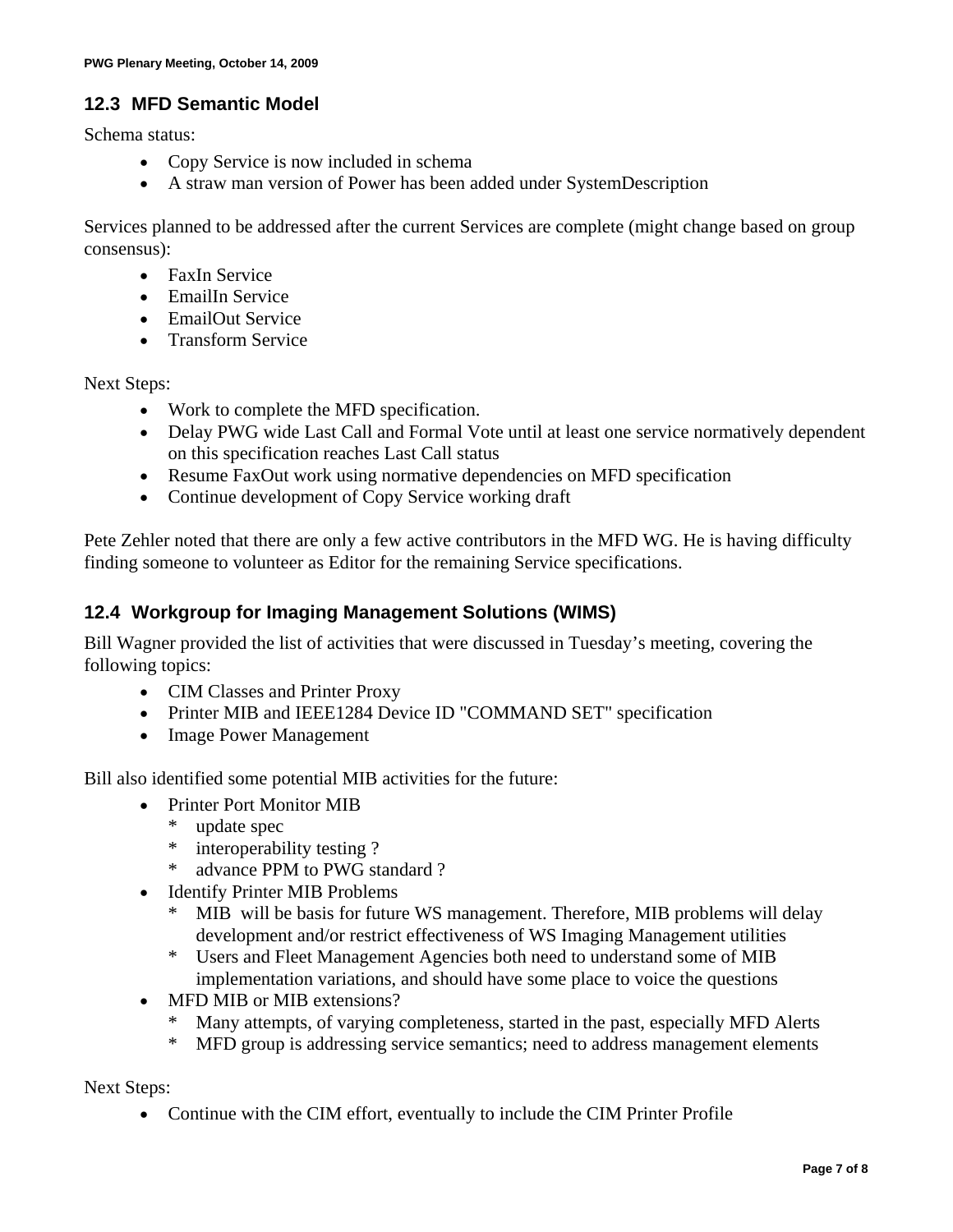## 12.3 MFD Semantic Model

Schema status:

- Copy Service is now included in schema
- A straw man version of Power has been added under SystemDescription

Services planned to be addressed after the current Services are complete (might change based on group consensus):

- FaxIn Service
- EmailIn Service
- EmailOut Service
- Transform Service

Next Steps:

- Work to complete the MFD specification.
- Delay PWG wide Last Call and Formal Vote until at least one service normatively dependent on this specification reaches Last Call status
- Resume FaxOut work using normative dependencies on MFD specification
- Continue development of Copy Service working draft

Pete Zehler noted that there are only a few active contributors in the MFD WG. He is having difficulty finding someone to volunteer as Editor for the remaining Service specifications.

## 12.4 Workgroup for Imaging Management Solutions (WIMS)

Bill Wagner provided the list of activities that were discussed in Tuesday's meeting, covering the following topics:

- CIM Classes and Printer Proxy
- Printer MIB and IEEE1284 Device ID "COMMAND SET" specification
- Image Power Management

Bill also identified some potential MIB activities for the future:

- Printer Port Monitor MIB
  - update spec
  - interoperability testing ?
  - advance PPM to PWG standard ?
- Identify Printer MIB Problems
  - MIB will be basis for future WS management. Therefore, MIB problems will delay development and/or restrict effectiveness of WS Imaging Management utilities
  - Users and Fleet Management Agencies both need to understand some of MIB implementation variations, and should have some place to voice the questions
- MFD MIB or MIB extensions?
  - Many attempts, of varying completeness, started in the past, especially MFD Alerts
  - MFD group is addressing service semantics; need to address management elements

Next Steps:

- Continue with the CIM effort, eventually to include the CIM Printer Profile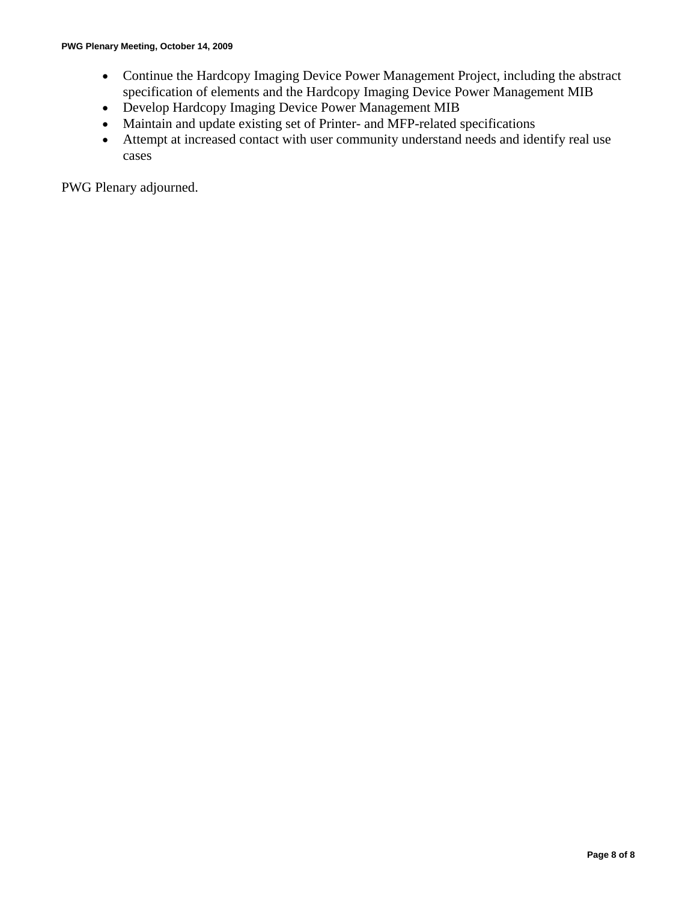- Continue the Hardcopy Imaging Device Power Management Project, including the abstract specification of elements and the Hardcopy Imaging Device Power Management MIB
- Develop Hardcopy Imaging Device Power Management MIB
- Maintain and update existing set of Printer- and MFP-related specifications
- Attempt at increased contact with user community understand needs and identify real use cases

PWG Plenary adjourned.